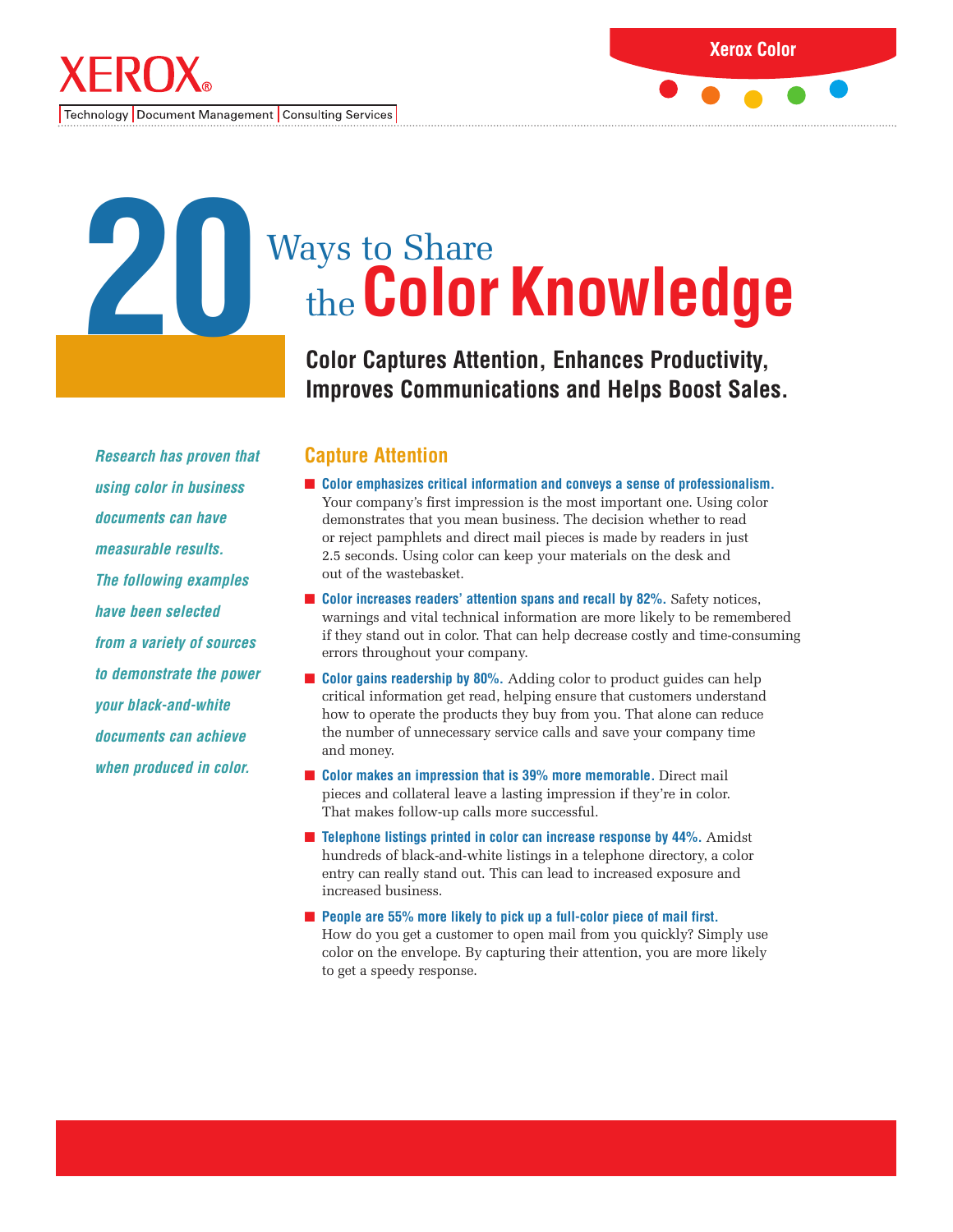XEROX®

Technology | Document Management | Consulting Services

Xerox Color

# 20 Ways to Share the Color Knowledge

## Color Captures Attention, Enhances Productivity, Improves Communications and Helps Boost Sales.

*Research has proven that using color in business documents can have measurable results. The following examples have been selected from a variety of sources to demonstrate the power your black-and-white documents can achieve when produced in color.*

### Capture Attention

- **Color emphasizes critical information and conveys a sense of professionalism.** Your company's first impression is the most important one. Using color demonstrates that you mean business. The decision whether to read or reject pamphlets and direct mail pieces is made by readers in just 2.5 seconds. Using color can keep your materials on the desk and out of the wastebasket.
- **Color increases readers' attention spans and recall by 82%.** Safety notices, warnings and vital technical information are more likely to be remembered if they stand out in color. That can help decrease costly and time-consuming errors throughout your company.
- **Color gains readership by 80%.** Adding color to product guides can help critical information get read, helping ensure that customers understand how to operate the products they buy from you. That alone can reduce the number of unnecessary service calls and save your company time and money.
- **Color makes an impression that is 39% more memorable.** Direct mail pieces and collateral leave a lasting impression if they're in color. That makes follow-up calls more successful.
- **Telephone listings printed in color can increase response by 44%.** Amidst hundreds of black-and-white listings in a telephone directory, a color entry can really stand out. This can lead to increased exposure and increased business.
- **People are 55% more likely to pick up a full-color piece of mail first.** How do you get a customer to open mail from you quickly? Simply use color on the envelope. By capturing their attention, you are more likely to get a speedy response.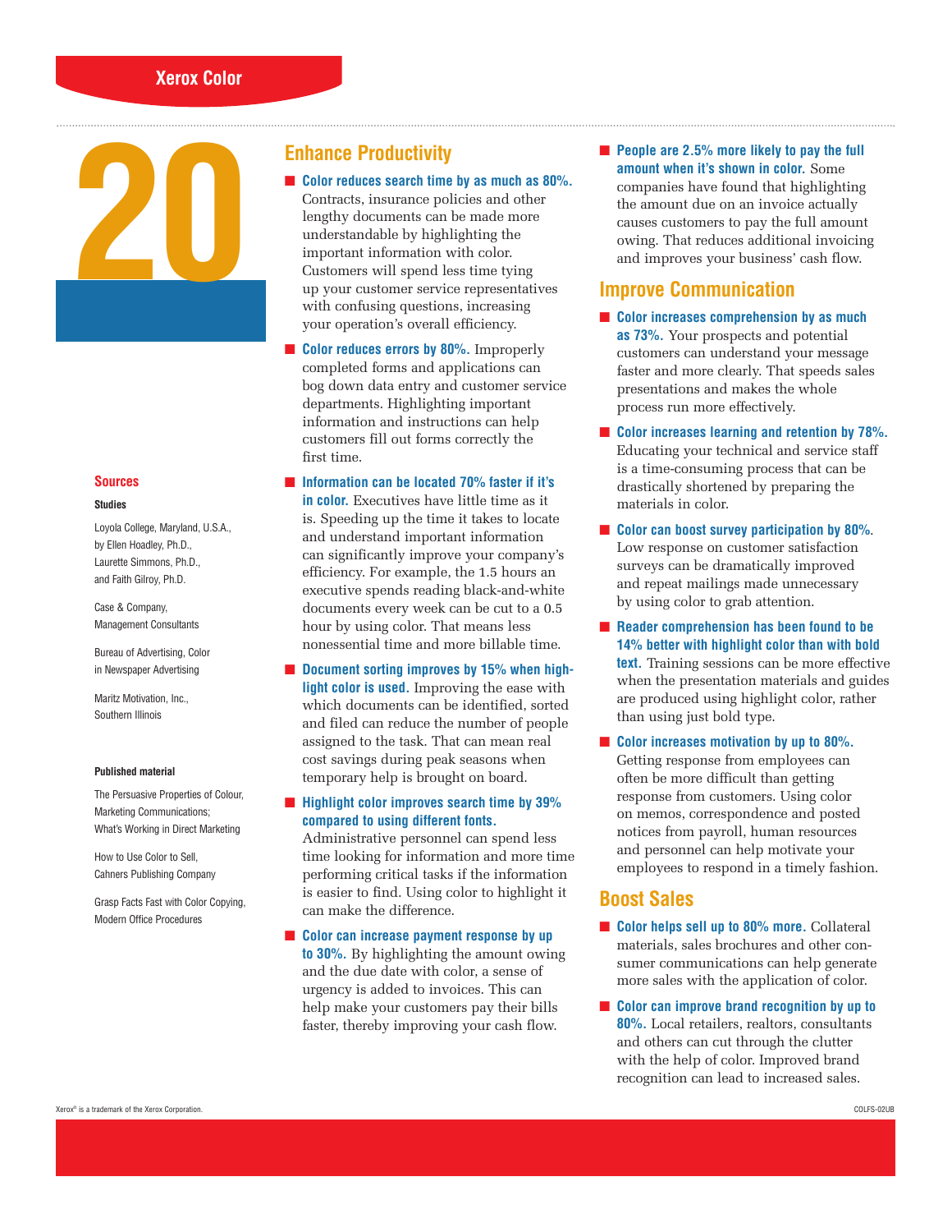Xerox Color

20

## Enhance Productivity

- **Color reduces search time by as much as 80%.** Contracts, insurance policies and other lengthy documents can be made more understandable by highlighting the important information with color. Customers will spend less time tying up your customer service representatives with confusing questions, increasing your operation's overall efficiency.
- **Color reduces errors by 80%.** Improperly completed forms and applications can bog down data entry and customer service departments. Highlighting important information and instructions can help customers fill out forms correctly the first time.
- **Information can be located 70% faster if it's in color.** Executives have little time as it is. Speeding up the time it takes to locate and understand important information can significantly improve your company's efficiency. For example, the 1.5 hours an executive spends reading black-and-white documents every week can be cut to a 0.5 hour by using color. That means less nonessential time and more billable time.
- **Document sorting improves by 15% when highlight color is used.** Improving the ease with which documents can be identified, sorted and filed can reduce the number of people assigned to the task. That can mean real cost savings during peak seasons when temporary help is brought on board.
- **Highlight color improves search time by 39% compared to using different fonts.** Administrative personnel can spend less time looking for information and more time performing critical tasks if the information is easier to find. Using color to highlight it can make the difference.
- **Color can increase payment response by up to 30%.** By highlighting the amount owing and the due date with color, a sense of urgency is added to invoices. This can help make your customers pay their bills faster, thereby improving your cash flow.
- **People are 2.5% more likely to pay the full amount when it's shown in color.** Some companies have found that highlighting the amount due on an invoice actually causes customers to pay the full amount owing. That reduces additional invoicing and improves your business' cash flow.

## Improve Communication

- **Color increases comprehension by as much as 73%.** Your prospects and potential customers can understand your message faster and more clearly. That speeds sales presentations and makes the whole process run more effectively.
- **Color increases learning and retention by 78%.** Educating your technical and service staff is a time-consuming process that can be drastically shortened by preparing the materials in color.
- **Color can boost survey participation by 80%.** Low response on customer satisfaction surveys can be dramatically improved and repeat mailings made unnecessary by using color to grab attention.
- **Reader comprehension has been found to be 14% better with highlight color than with bold text.** Training sessions can be more effective when the presentation materials and guides are produced using highlight color, rather than using just bold type.
- **Color increases motivation by up to 80%.** Getting response from employees can often be more difficult than getting response from customers. Using color on memos, correspondence and posted notices from payroll, human resources and personnel can help motivate your employees to respond in a timely fashion.

## Boost Sales

- **Color helps sell up to 80% more.** Collateral materials, sales brochures and other consumer communications can help generate more sales with the application of color.
- **Color can improve brand recognition by up to 80%.** Local retailers, realtors, consultants and others can cut through the clutter with the help of color. Improved brand recognition can lead to increased sales.

### Sources

**Studies**

Loyola College, Maryland, U.S.A., by Ellen Hoadley, Ph.D., Laurette Simmons, Ph.D., and Faith Gilroy, Ph.D.

Case & Company, Management Consultants

Bureau of Advertising, Color in Newspaper Advertising

Maritz Motivation, Inc., Southern Illinois

**Published material**

The Persuasive Properties of Colour, Marketing Communications; What's Working in Direct Marketing

How to Use Color to Sell, Cahners Publishing Company

Grasp Facts Fast with Color Copying, Modern Office Procedures

Xerox® is a trademark of the Xerox Corporation.

COLFS-02UB